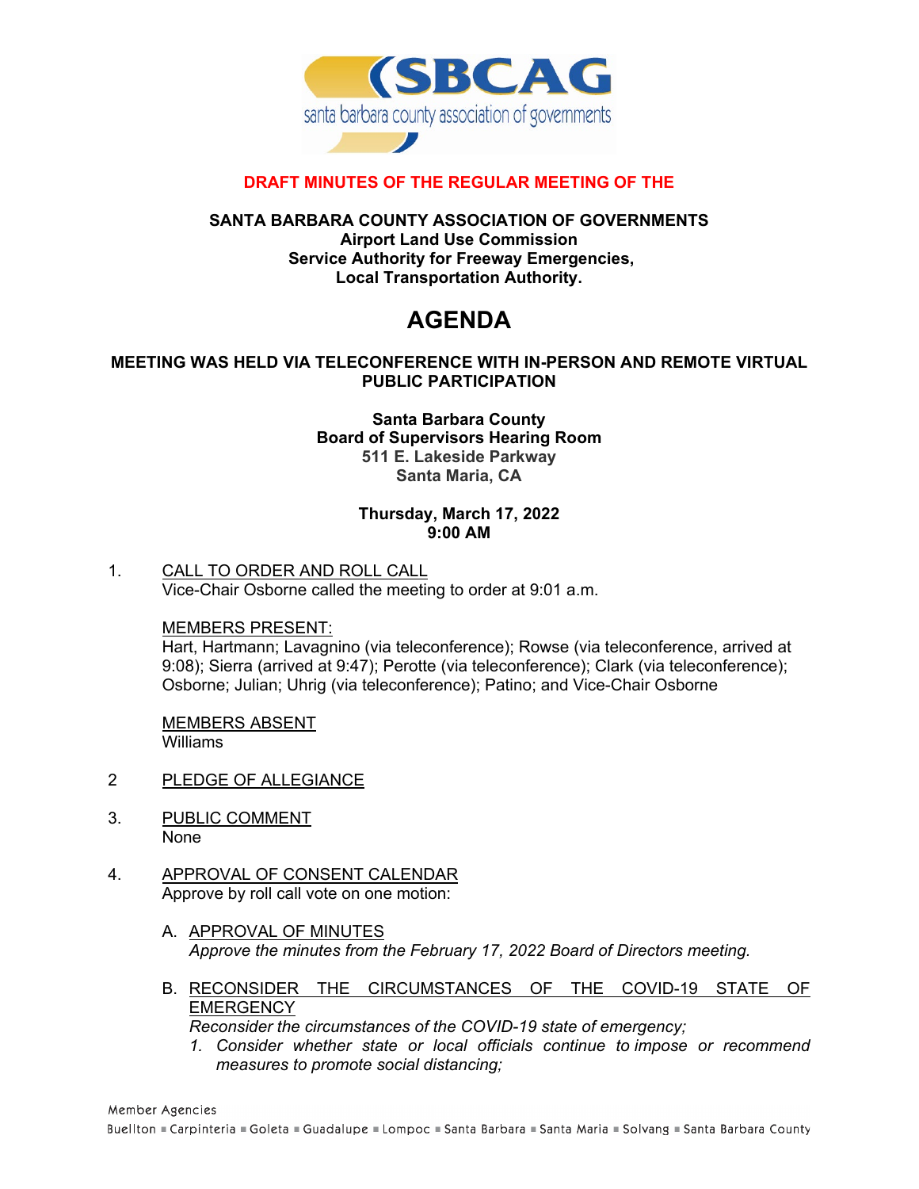**DRAFT MINUTES OF THE REGULAR MEETING OF THE**

**SANTA BARBARA COUNTY ASSOCIATION OF GOVERNMENTS**
**Airport Land Use Commission**
**Service Authority for Freeway Emergencies,**
**Local Transportation Authority.**

# AGENDA

**MEETING WAS HELD VIA TELECONFERENCE WITH IN-PERSON AND REMOTE VIRTUAL PUBLIC PARTICIPATION**

**Santa Barbara County**
**Board of Supervisors Hearing Room**
**511 E. Lakeside Parkway**
**Santa Maria, CA**

**Thursday, March 17, 2022**
**9:00 AM**

1. CALL TO ORDER AND ROLL CALL
   Vice-Chair Osborne called the meeting to order at 9:01 a.m.

   MEMBERS PRESENT:
   Hart, Hartmann; Lavagnino (via teleconference); Rowse (via teleconference, arrived at 9:08); Sierra (arrived at 9:47); Perotte (via teleconference); Clark (via teleconference); Osborne; Julian; Uhrig (via teleconference); Patino; and Vice-Chair Osborne

   MEMBERS ABSENT
   Williams

2 PLEDGE OF ALLEGIANCE

3. PUBLIC COMMENT
   None

4. APPROVAL OF CONSENT CALENDAR
   Approve by roll call vote on one motion:

   A. APPROVAL OF MINUTES
      *Approve the minutes from the February 17, 2022 Board of Directors meeting.*

   B. RECONSIDER THE CIRCUMSTANCES OF THE COVID-19 STATE OF EMERGENCY
      *Reconsider the circumstances of the COVID-19 state of emergency;*
      1. *Consider whether state or local officials continue to impose or recommend measures to promote social distancing;*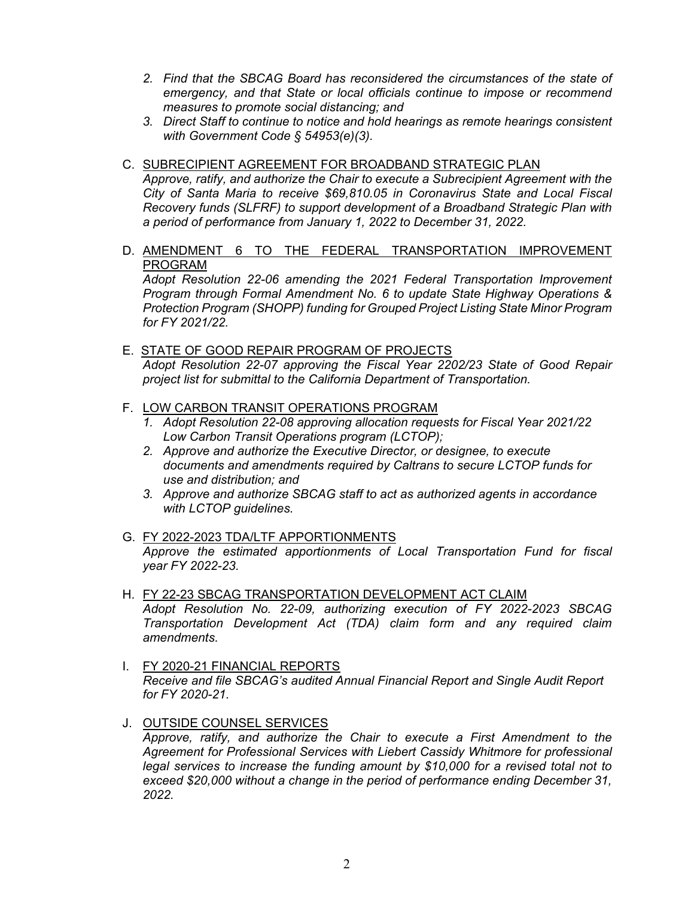2. *Find that the SBCAG Board has reconsidered the circumstances of the state of emergency, and that State or local officials continue to impose or recommend measures to promote social distancing; and*
3. *Direct Staff to continue to notice and hold hearings as remote hearings consistent with Government Code § 54953(e)(3).*

C. <u>SUBRECIPIENT AGREEMENT FOR BROADBAND STRATEGIC PLAN</u>
*Approve, ratify, and authorize the Chair to execute a Subrecipient Agreement with the City of Santa Maria to receive $69,810.05 in Coronavirus State and Local Fiscal Recovery funds (SLFRF) to support development of a Broadband Strategic Plan with a period of performance from January 1, 2022 to December 31, 2022.*

D. <u>AMENDMENT 6 TO THE FEDERAL TRANSPORTATION IMPROVEMENT PROGRAM</u>
*Adopt Resolution 22-06 amending the 2021 Federal Transportation Improvement Program through Formal Amendment No. 6 to update State Highway Operations & Protection Program (SHOPP) funding for Grouped Project Listing State Minor Program for FY 2021/22.*

E. <u>STATE OF GOOD REPAIR PROGRAM OF PROJECTS</u>
*Adopt Resolution 22-07 approving the Fiscal Year 2202/23 State of Good Repair project list for submittal to the California Department of Transportation.*

F. <u>LOW CARBON TRANSIT OPERATIONS PROGRAM</u>
1. *Adopt Resolution 22-08 approving allocation requests for Fiscal Year 2021/22 Low Carbon Transit Operations program (LCTOP);*
2. *Approve and authorize the Executive Director, or designee, to execute documents and amendments required by Caltrans to secure LCTOP funds for use and distribution; and*
3. *Approve and authorize SBCAG staff to act as authorized agents in accordance with LCTOP guidelines.*

G. <u>FY 2022-2023 TDA/LTF APPORTIONMENTS</u>
*Approve the estimated apportionments of Local Transportation Fund for fiscal year FY 2022-23.*

H. <u>FY 22-23 SBCAG TRANSPORTATION DEVELOPMENT ACT CLAIM</u>
*Adopt Resolution No. 22-09, authorizing execution of FY 2022-2023 SBCAG Transportation Development Act (TDA) claim form and any required claim amendments.*

I. <u>FY 2020-21 FINANCIAL REPORTS</u>
*Receive and file SBCAG's audited Annual Financial Report and Single Audit Report for FY 2020-21.*

J. <u>OUTSIDE COUNSEL SERVICES</u>
*Approve, ratify, and authorize the Chair to execute a First Amendment to the Agreement for Professional Services with Liebert Cassidy Whitmore for professional legal services to increase the funding amount by $10,000 for a revised total not to exceed $20,000 without a change in the period of performance ending December 31, 2022.*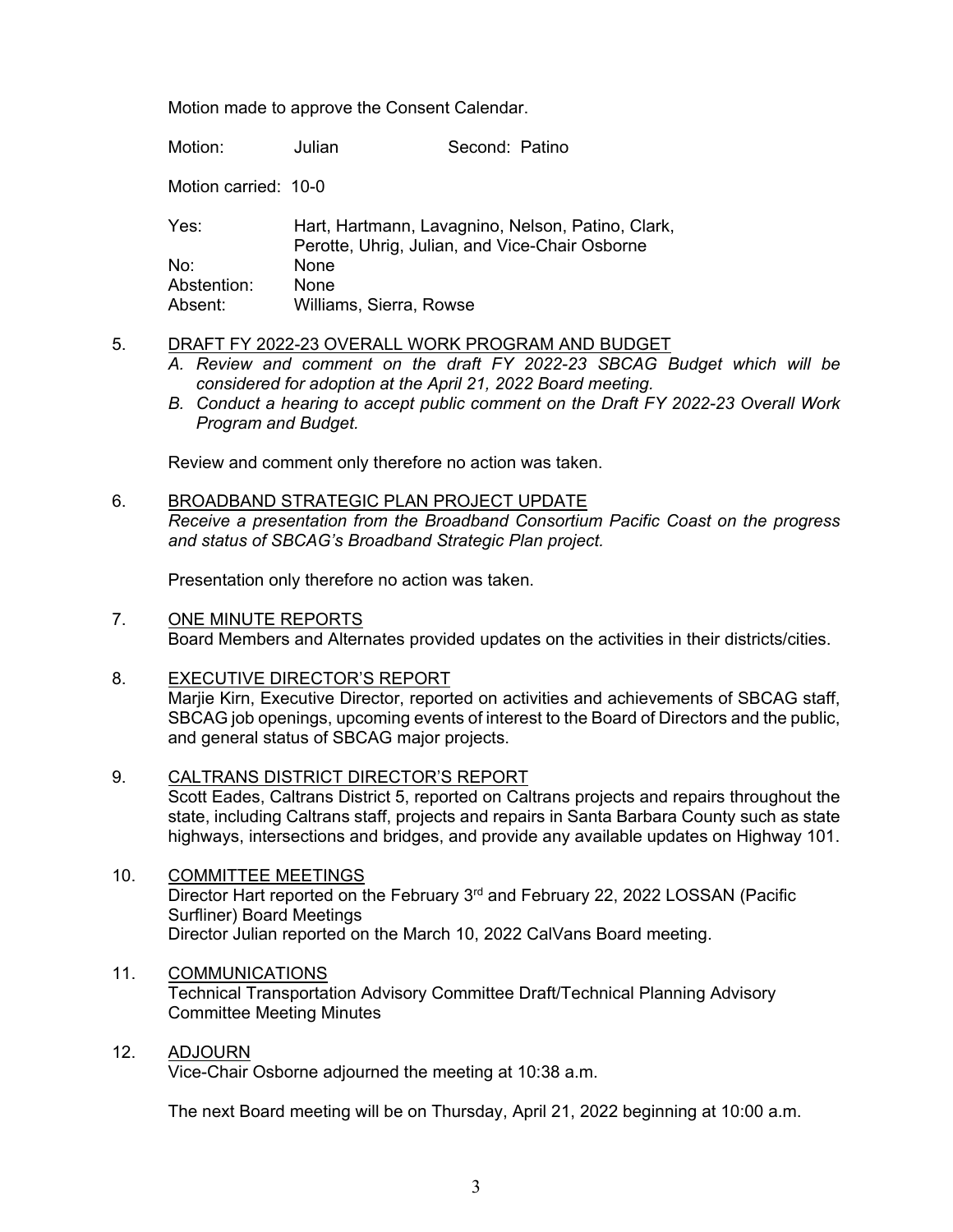Motion made to approve the Consent Calendar.

Motion: Julian Second: Patino

Motion carried: 10-0

| | |
|---|---|
| Yes: | Hart, Hartmann, Lavagnino, Nelson, Patino, Clark, Perotte, Uhrig, Julian, and Vice-Chair Osborne |
| No: | None |
| Abstention: | None |
| Absent: | Williams, Sierra, Rowse |

5. <u>DRAFT FY 2022-23 OVERALL WORK PROGRAM AND BUDGET</u>
   *A. Review and comment on the draft FY 2022-23 SBCAG Budget which will be considered for adoption at the April 21, 2022 Board meeting.*
   *B. Conduct a hearing to accept public comment on the Draft FY 2022-23 Overall Work Program and Budget.*

   Review and comment only therefore no action was taken.

6. <u>BROADBAND STRATEGIC PLAN PROJECT UPDATE</u>
   *Receive a presentation from the Broadband Consortium Pacific Coast on the progress and status of SBCAG's Broadband Strategic Plan project.*

   Presentation only therefore no action was taken.

7. <u>ONE MINUTE REPORTS</u>
   Board Members and Alternates provided updates on the activities in their districts/cities.

8. <u>EXECUTIVE DIRECTOR'S REPORT</u>
   Marjie Kirn, Executive Director, reported on activities and achievements of SBCAG staff, SBCAG job openings, upcoming events of interest to the Board of Directors and the public, and general status of SBCAG major projects.

9. <u>CALTRANS DISTRICT DIRECTOR'S REPORT</u>
   Scott Eades, Caltrans District 5, reported on Caltrans projects and repairs throughout the state, including Caltrans staff, projects and repairs in Santa Barbara County such as state highways, intersections and bridges, and provide any available updates on Highway 101.

10. <u>COMMITTEE MEETINGS</u>
    Director Hart reported on the February 3rd and February 22, 2022 LOSSAN (Pacific Surfliner) Board Meetings
    Director Julian reported on the March 10, 2022 CalVans Board meeting.

11. <u>COMMUNICATIONS</u>
    Technical Transportation Advisory Committee Draft/Technical Planning Advisory Committee Meeting Minutes

12. <u>ADJOURN</u>
    Vice-Chair Osborne adjourned the meeting at 10:38 a.m.

    The next Board meeting will be on Thursday, April 21, 2022 beginning at 10:00 a.m.